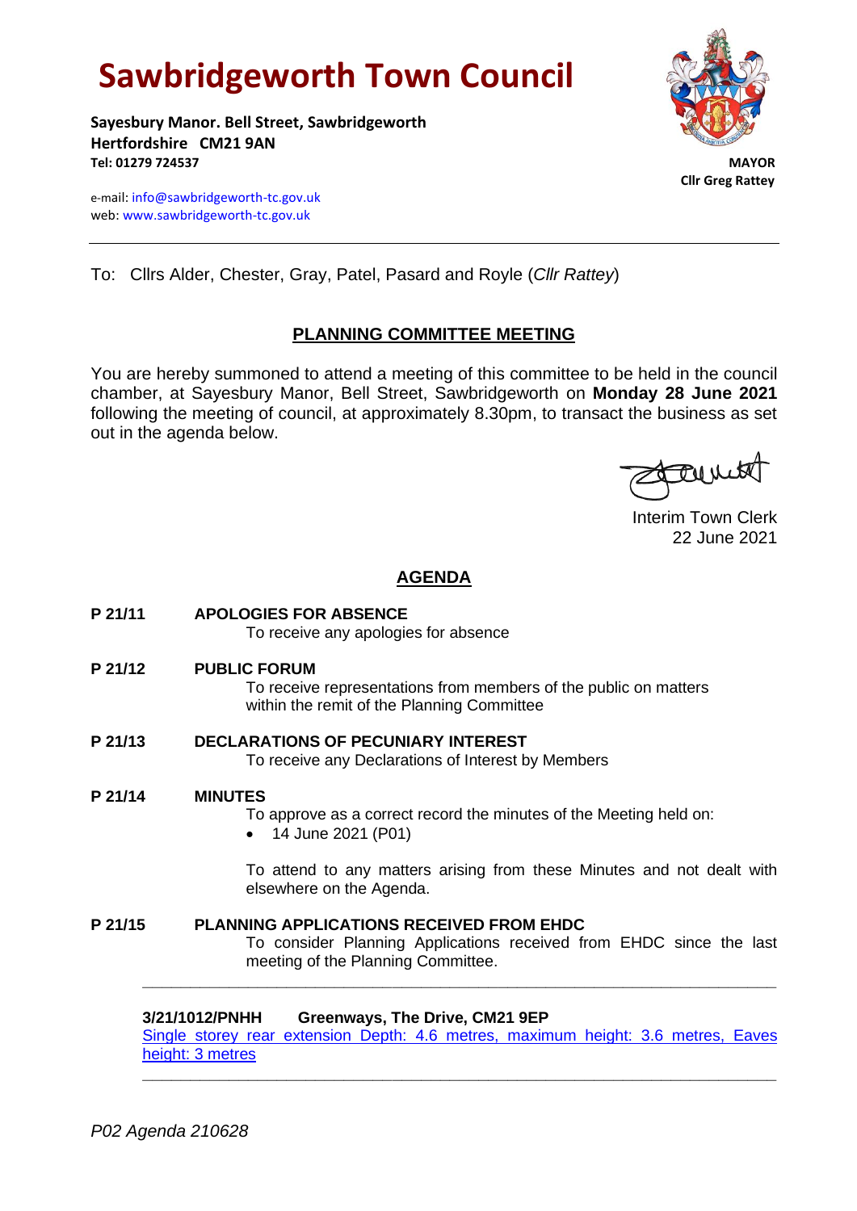# Sawbridgeworth Town Council

**Sayesbury Manor. Bell Street, Sawbridgeworth**
**Hertfordshire CM21 9AN**
**Tel: 01279 724537**

e-mail: info@sawbridgeworth-tc.gov.uk
web: www.sawbridgeworth-tc.gov.uk

**MAYOR**
**Cllr Greg Rattey**

---

To: Cllrs Alder, Chester, Gray, Patel, Pasard and Royle (*Cllr Rattey*)

## PLANNING COMMITTEE MEETING

You are hereby summoned to attend a meeting of this committee to be held in the council chamber, at Sayesbury Manor, Bell Street, Sawbridgeworth on **Monday 28 June 2021** following the meeting of council, at approximately 8.30pm, to transact the business as set out in the agenda below.

Interim Town Clerk
22 June 2021

## AGENDA

**P 21/11 APOLOGIES FOR ABSENCE**
To receive any apologies for absence

**P 21/12 PUBLIC FORUM**
To receive representations from members of the public on matters within the remit of the Planning Committee

**P 21/13 DECLARATIONS OF PECUNIARY INTEREST**
To receive any Declarations of Interest by Members

**P 21/14 MINUTES**
To approve as a correct record the minutes of the Meeting held on:

- 14 June 2021 (P01)

To attend to any matters arising from these Minutes and not dealt with elsewhere on the Agenda.

**P 21/15 PLANNING APPLICATIONS RECEIVED FROM EHDC**
To consider Planning Applications received from EHDC since the last meeting of the Planning Committee.

---

**3/21/1012/PNHH Greenways, The Drive, CM21 9EP**
Single storey rear extension Depth: 4.6 metres, maximum height: 3.6 metres, Eaves height: 3 metres

---

*P02 Agenda 210628*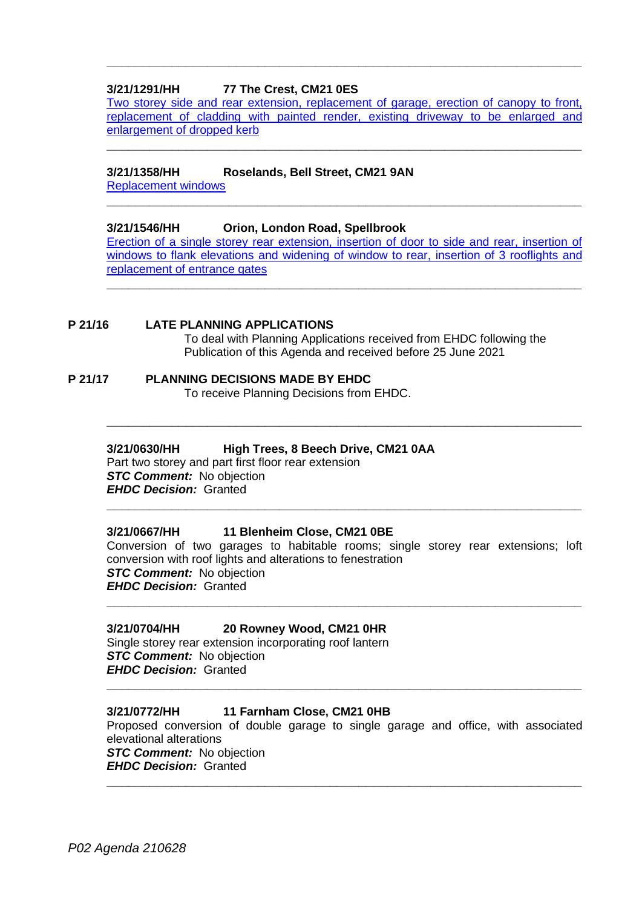---

**3/21/1291/HH 77 The Crest, CM21 0ES**

Two storey side and rear extension, replacement of garage, erection of canopy to front, replacement of cladding with painted render, existing driveway to be enlarged and enlargement of dropped kerb

---

**3/21/1358/HH Roselands, Bell Street, CM21 9AN**

Replacement windows

---

**3/21/1546/HH Orion, London Road, Spellbrook**

Erection of a single storey rear extension, insertion of door to side and rear, insertion of windows to flank elevations and widening of window to rear, insertion of 3 rooflights and replacement of entrance gates

---

**P 21/16 LATE PLANNING APPLICATIONS**

To deal with Planning Applications received from EHDC following the Publication of this Agenda and received before 25 June 2021

**P 21/17 PLANNING DECISIONS MADE BY EHDC**

To receive Planning Decisions from EHDC.

---

**3/21/0630/HH High Trees, 8 Beech Drive, CM21 0AA**

Part two storey and part first floor rear extension

***STC Comment:*** No objection

***EHDC Decision:*** Granted

---

**3/21/0667/HH 11 Blenheim Close, CM21 0BE**

Conversion of two garages to habitable rooms; single storey rear extensions; loft conversion with roof lights and alterations to fenestration

***STC Comment:*** No objection

***EHDC Decision:*** Granted

---

**3/21/0704/HH 20 Rowney Wood, CM21 0HR**

Single storey rear extension incorporating roof lantern

***STC Comment:*** No objection

***EHDC Decision:*** Granted

---

**3/21/0772/HH 11 Farnham Close, CM21 0HB**

Proposed conversion of double garage to single garage and office, with associated elevational alterations

***STC Comment:*** No objection

***EHDC Decision:*** Granted

---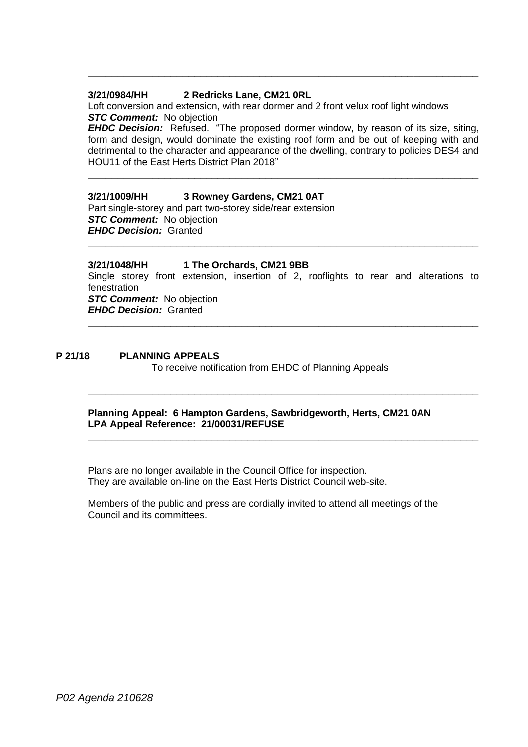---

**3/21/0984/HH 2 Redricks Lane, CM21 0RL**

Loft conversion and extension, with rear dormer and 2 front velux roof light windows

***STC Comment:*** No objection

***EHDC Decision:*** Refused. "The proposed dormer window, by reason of its size, siting, form and design, would dominate the existing roof form and be out of keeping with and detrimental to the character and appearance of the dwelling, contrary to policies DES4 and HOU11 of the East Herts District Plan 2018"

---

**3/21/1009/HH 3 Rowney Gardens, CM21 0AT**

Part single-storey and part two-storey side/rear extension

***STC Comment:*** No objection

***EHDC Decision:*** Granted

---

**3/21/1048/HH 1 The Orchards, CM21 9BB**

Single storey front extension, insertion of 2, rooflights to rear and alterations to fenestration

***STC Comment:*** No objection

***EHDC Decision:*** Granted

---

**P 21/18 PLANNING APPEALS**

To receive notification from EHDC of Planning Appeals

---

**Planning Appeal: 6 Hampton Gardens, Sawbridgeworth, Herts, CM21 0AN**
**LPA Appeal Reference: 21/00031/REFUSE**

---

Plans are no longer available in the Council Office for inspection.
They are available on-line on the East Herts District Council web-site.

Members of the public and press are cordially invited to attend all meetings of the Council and its committees.